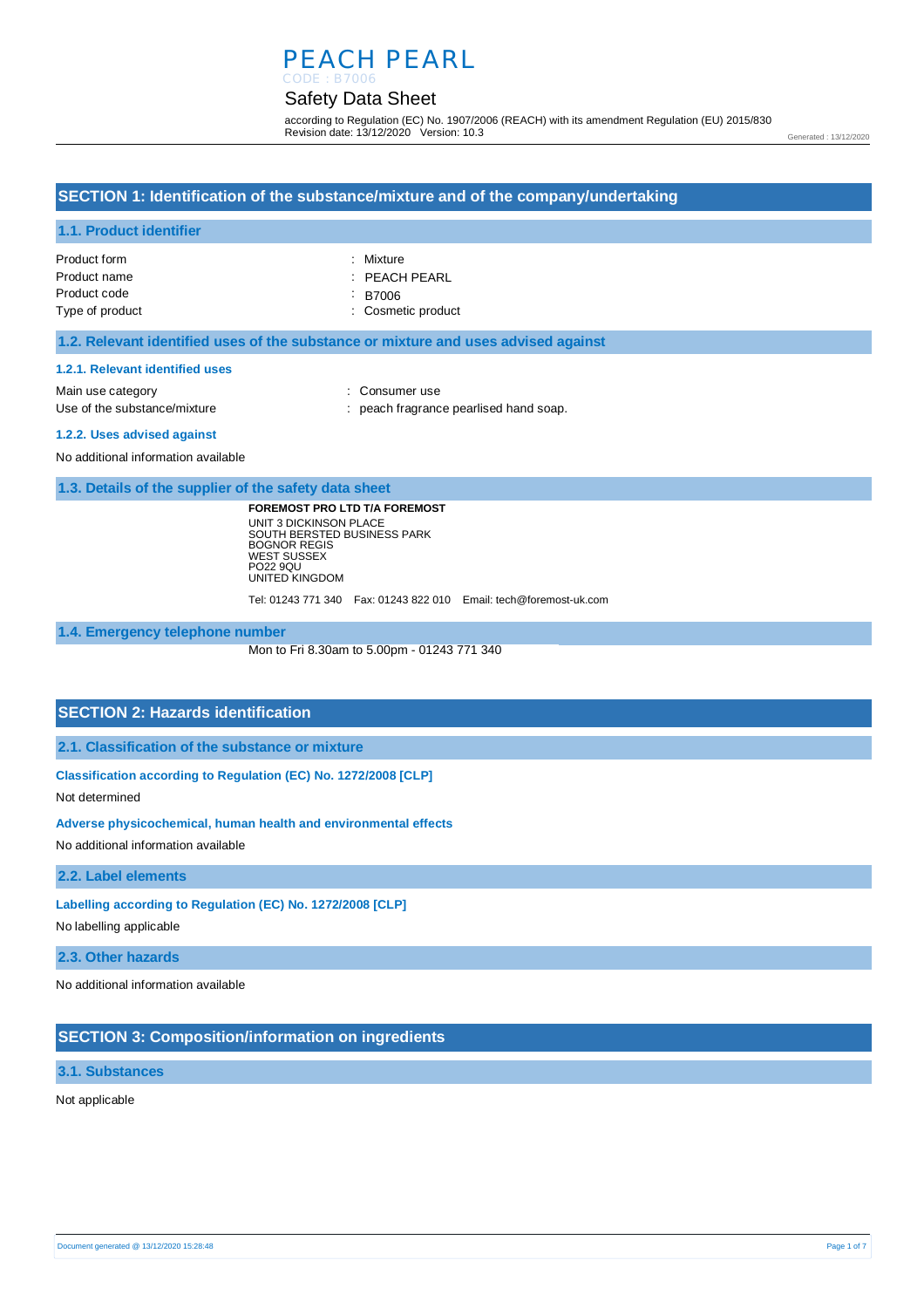# PEACH PEARL

CODE : B7006

## Safety Data Sheet

according to Regulation (EC) No. 1907/2006 (REACH) with its amendment Regulation (EU) 2015/830
Revision date: 13/12/2020 Version: 10.3

Generated : 13/12/2020

## SECTION 1: Identification of the substance/mixture and of the company/undertaking

### 1.1. Product identifier

| | |
|---|---|
| Product form | : Mixture |
| Product name | : PEACH PEARL |
| Product code | : B7006 |
| Type of product | : Cosmetic product |

### 1.2. Relevant identified uses of the substance or mixture and uses advised against

#### 1.2.1. Relevant identified uses

| | |
|---|---|
| Main use category | : Consumer use |
| Use of the substance/mixture | : peach fragrance pearlised hand soap. |

#### 1.2.2. Uses advised against

No additional information available

### 1.3. Details of the supplier of the safety data sheet

**FOREMOST PRO LTD T/A FOREMOST**
UNIT 3 DICKINSON PLACE
SOUTH BERSTED BUSINESS PARK
BOGNOR REGIS
WEST SUSSEX
PO22 9QU
UNITED KINGDOM

Tel: 01243 771 340 Fax: 01243 822 010 Email: tech@foremost-uk.com

### 1.4. Emergency telephone number

Mon to Fri 8.30am to 5.00pm - 01243 771 340

## SECTION 2: Hazards identification

### 2.1. Classification of the substance or mixture

#### Classification according to Regulation (EC) No. 1272/2008 [CLP]

Not determined

#### Adverse physicochemical, human health and environmental effects

No additional information available

### 2.2. Label elements

#### Labelling according to Regulation (EC) No. 1272/2008 [CLP]

No labelling applicable

### 2.3. Other hazards

No additional information available

## SECTION 3: Composition/information on ingredients

### 3.1. Substances

Not applicable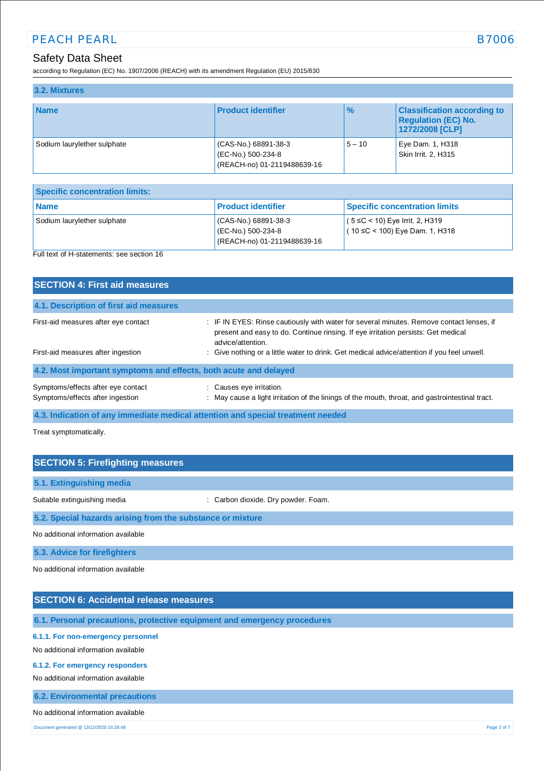### 3.2. Mixtures

| Name | Product identifier | % | Classification according to Regulation (EC) No. 1272/2008 [CLP] |
|---|---|---|---|
| Sodium laurylether sulphate | (CAS-No.) 68891-38-3<br>(EC-No.) 500-234-8<br>(REACH-no) 01-2119488639-16 | 5 – 10 | Eye Dam. 1, H318<br>Skin Irrit. 2, H315 |

| Specific concentration limits: | | |
|---|---|---|
| **Name** | **Product identifier** | **Specific concentration limits** |
| Sodium laurylether sulphate | (CAS-No.) 68891-38-3<br>(EC-No.) 500-234-8<br>(REACH-no) 01-2119488639-16 | ( 5 ≤C < 10) Eye Irrit. 2, H319<br>( 10 ≤C < 100) Eye Dam. 1, H318 |

Full text of H-statements: see section 16

## SECTION 4: First aid measures

### 4.1. Description of first aid measures

First-aid measures after eye contact : IF IN EYES: Rinse cautiously with water for several minutes. Remove contact lenses, if present and easy to do. Continue rinsing. If eye irritation persists: Get medical advice/attention.

First-aid measures after ingestion : Give nothing or a little water to drink. Get medical advice/attention if you feel unwell.

### 4.2. Most important symptoms and effects, both acute and delayed

Symptoms/effects after eye contact : Causes eye irritation.

Symptoms/effects after ingestion : May cause a light irritation of the linings of the mouth, throat, and gastrointestinal tract.

### 4.3. Indication of any immediate medical attention and special treatment needed

Treat symptomatically.

## SECTION 5: Firefighting measures

### 5.1. Extinguishing media

Suitable extinguishing media : Carbon dioxide. Dry powder. Foam.

### 5.2. Special hazards arising from the substance or mixture

No additional information available

### 5.3. Advice for firefighters

No additional information available

## SECTION 6: Accidental release measures

### 6.1. Personal precautions, protective equipment and emergency procedures

#### 6.1.1. For non-emergency personnel

No additional information available

#### 6.1.2. For emergency responders

No additional information available

### 6.2. Environmental precautions

No additional information available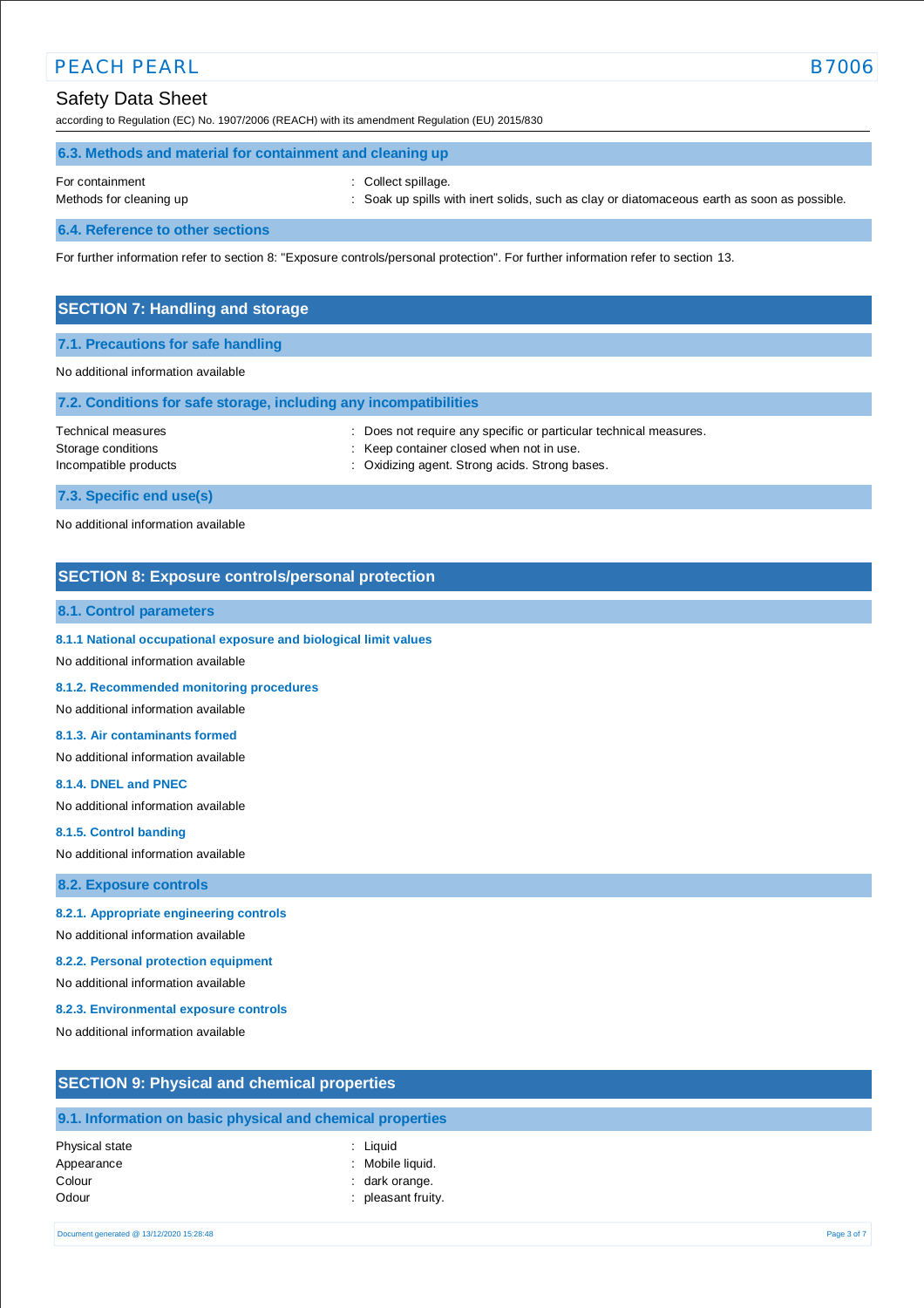### 6.3. Methods and material for containment and cleaning up

For containment : Collect spillage.
Methods for cleaning up : Soak up spills with inert solids, such as clay or diatomaceous earth as soon as possible.

### 6.4. Reference to other sections

For further information refer to section 8: "Exposure controls/personal protection". For further information refer to section 13.

## SECTION 7: Handling and storage

### 7.1. Precautions for safe handling

No additional information available

### 7.2. Conditions for safe storage, including any incompatibilities

Technical measures : Does not require any specific or particular technical measures.
Storage conditions : Keep container closed when not in use.
Incompatible products : Oxidizing agent. Strong acids. Strong bases.

### 7.3. Specific end use(s)

No additional information available

## SECTION 8: Exposure controls/personal protection

### 8.1. Control parameters

#### 8.1.1 National occupational exposure and biological limit values

No additional information available

#### 8.1.2. Recommended monitoring procedures

No additional information available

#### 8.1.3. Air contaminants formed

No additional information available

#### 8.1.4. DNEL and PNEC

No additional information available

#### 8.1.5. Control banding

No additional information available

### 8.2. Exposure controls

#### 8.2.1. Appropriate engineering controls

No additional information available

#### 8.2.2. Personal protection equipment

No additional information available

#### 8.2.3. Environmental exposure controls

No additional information available

## SECTION 9: Physical and chemical properties

### 9.1. Information on basic physical and chemical properties

Physical state : Liquid
Appearance : Mobile liquid.
Colour : dark orange.
Odour : pleasant fruity.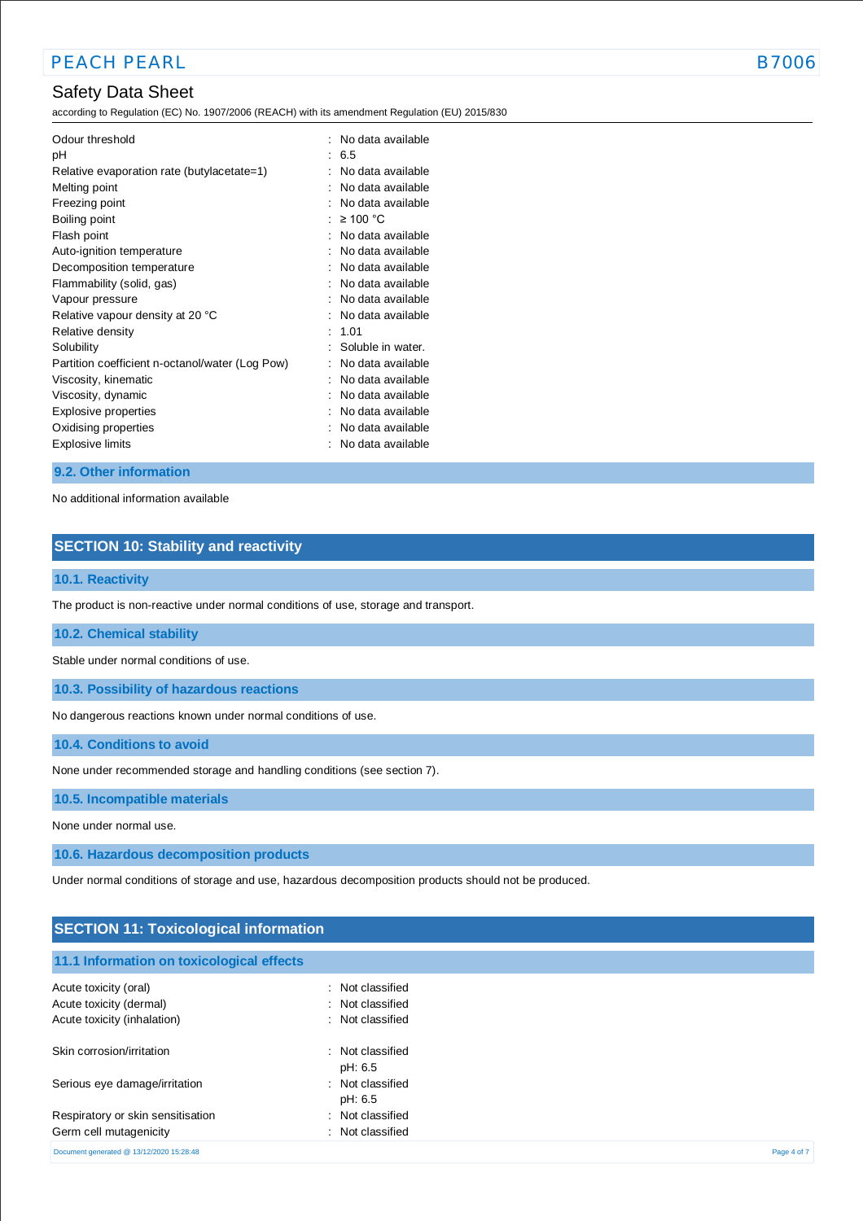| | | |
|---|---|---|
| Odour threshold | : | No data available |
| pH | : | 6.5 |
| Relative evaporation rate (butylacetate=1) | : | No data available |
| Melting point | : | No data available |
| Freezing point | : | No data available |
| Boiling point | : | ≥ 100 °C |
| Flash point | : | No data available |
| Auto-ignition temperature | : | No data available |
| Decomposition temperature | : | No data available |
| Flammability (solid, gas) | : | No data available |
| Vapour pressure | : | No data available |
| Relative vapour density at 20 °C | : | No data available |
| Relative density | : | 1.01 |
| Solubility | : | Soluble in water. |
| Partition coefficient n-octanol/water (Log Pow) | : | No data available |
| Viscosity, kinematic | : | No data available |
| Viscosity, dynamic | : | No data available |
| Explosive properties | : | No data available |
| Oxidising properties | : | No data available |
| Explosive limits | : | No data available |

### 9.2. Other information

No additional information available

## SECTION 10: Stability and reactivity

### 10.1. Reactivity

The product is non-reactive under normal conditions of use, storage and transport.

### 10.2. Chemical stability

Stable under normal conditions of use.

### 10.3. Possibility of hazardous reactions

No dangerous reactions known under normal conditions of use.

### 10.4. Conditions to avoid

None under recommended storage and handling conditions (see section 7).

### 10.5. Incompatible materials

None under normal use.

### 10.6. Hazardous decomposition products

Under normal conditions of storage and use, hazardous decomposition products should not be produced.

## SECTION 11: Toxicological information

### 11.1 Information on toxicological effects

| | | |
|---|---|---|
| Acute toxicity (oral) | : | Not classified |
| Acute toxicity (dermal) | : | Not classified |
| Acute toxicity (inhalation) | : | Not classified |
| Skin corrosion/irritation | : | Not classified<br>pH: 6.5 |
| Serious eye damage/irritation | : | Not classified<br>pH: 6.5 |
| Respiratory or skin sensitisation | : | Not classified |
| Germ cell mutagenicity | : | Not classified |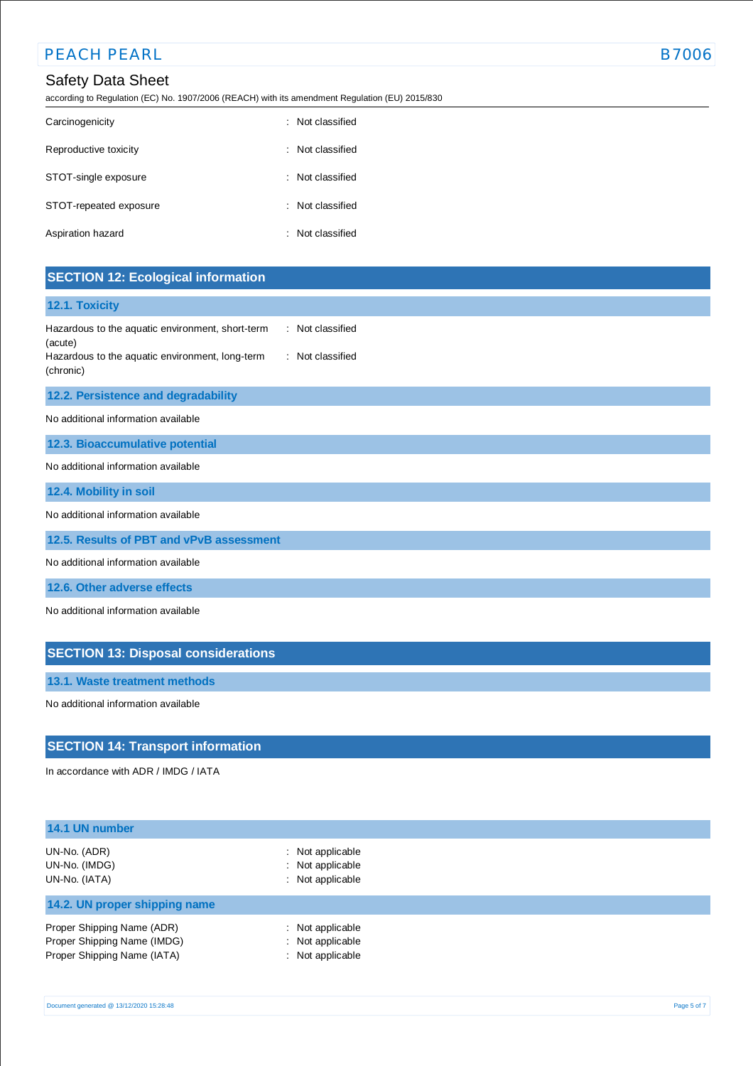| | |
|---|---|
| Carcinogenicity | : Not classified |
| Reproductive toxicity | : Not classified |
| STOT-single exposure | : Not classified |
| STOT-repeated exposure | : Not classified |
| Aspiration hazard | : Not classified |

## SECTION 12: Ecological information

### 12.1. Toxicity

| | |
|---|---|
| Hazardous to the aquatic environment, short-term (acute) | : Not classified |
| Hazardous to the aquatic environment, long-term (chronic) | : Not classified |

### 12.2. Persistence and degradability

No additional information available

### 12.3. Bioaccumulative potential

No additional information available

### 12.4. Mobility in soil

No additional information available

### 12.5. Results of PBT and vPvB assessment

No additional information available

### 12.6. Other adverse effects

No additional information available

## SECTION 13: Disposal considerations

### 13.1. Waste treatment methods

No additional information available

## SECTION 14: Transport information

In accordance with ADR / IMDG / IATA

### 14.1 UN number

| | |
|---|---|
| UN-No. (ADR) | : Not applicable |
| UN-No. (IMDG) | : Not applicable |
| UN-No. (IATA) | : Not applicable |

### 14.2. UN proper shipping name

| | |
|---|---|
| Proper Shipping Name (ADR) | : Not applicable |
| Proper Shipping Name (IMDG) | : Not applicable |
| Proper Shipping Name (IATA) | : Not applicable |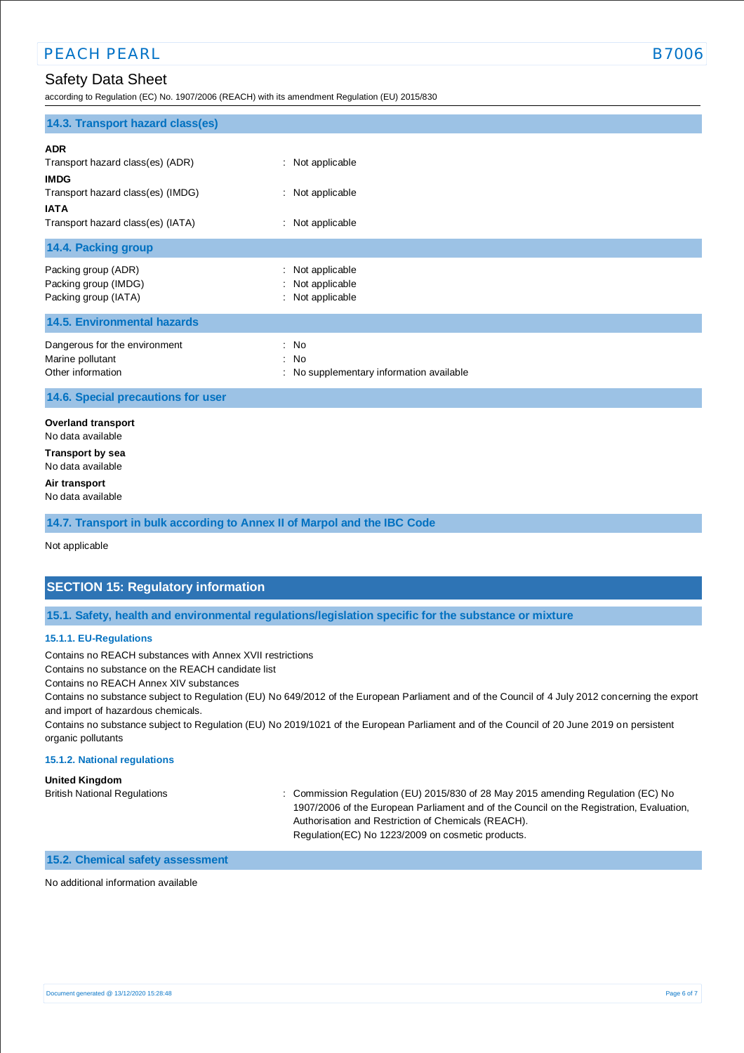### 14.3. Transport hazard class(es)

**ADR**

Transport hazard class(es) (ADR) : Not applicable

**IMDG**

Transport hazard class(es) (IMDG) : Not applicable

**IATA**

Transport hazard class(es) (IATA) : Not applicable

### 14.4. Packing group

Packing group (ADR) : Not applicable
Packing group (IMDG) : Not applicable
Packing group (IATA) : Not applicable

### 14.5. Environmental hazards

Dangerous for the environment : No
Marine pollutant : No
Other information : No supplementary information available

### 14.6. Special precautions for user

**Overland transport**

No data available

**Transport by sea**

No data available

**Air transport**

No data available

### 14.7. Transport in bulk according to Annex II of Marpol and the IBC Code

Not applicable

## SECTION 15: Regulatory information

### 15.1. Safety, health and environmental regulations/legislation specific for the substance or mixture

#### 15.1.1. EU-Regulations

Contains no REACH substances with Annex XVII restrictions
Contains no substance on the REACH candidate list
Contains no REACH Annex XIV substances
Contains no substance subject to Regulation (EU) No 649/2012 of the European Parliament and of the Council of 4 July 2012 concerning the export and import of hazardous chemicals.
Contains no substance subject to Regulation (EU) No 2019/1021 of the European Parliament and of the Council of 20 June 2019 on persistent organic pollutants

#### 15.1.2. National regulations

**United Kingdom**

British National Regulations : Commission Regulation (EU) 2015/830 of 28 May 2015 amending Regulation (EC) No 1907/2006 of the European Parliament and of the Council on the Registration, Evaluation, Authorisation and Restriction of Chemicals (REACH).
Regulation(EC) No 1223/2009 on cosmetic products.

### 15.2. Chemical safety assessment

No additional information available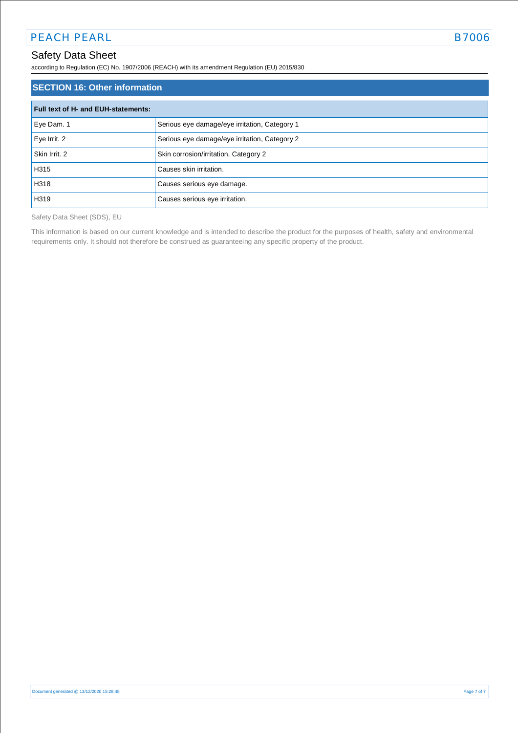## SECTION 16: Other information

| Full text of H- and EUH-statements: | |
|---|---|
| Eye Dam. 1 | Serious eye damage/eye irritation, Category 1 |
| Eye Irrit. 2 | Serious eye damage/eye irritation, Category 2 |
| Skin Irrit. 2 | Skin corrosion/irritation, Category 2 |
| H315 | Causes skin irritation. |
| H318 | Causes serious eye damage. |
| H319 | Causes serious eye irritation. |

Safety Data Sheet (SDS), EU

This information is based on our current knowledge and is intended to describe the product for the purposes of health, safety and environmental requirements only. It should not therefore be construed as guaranteeing any specific property of the product.